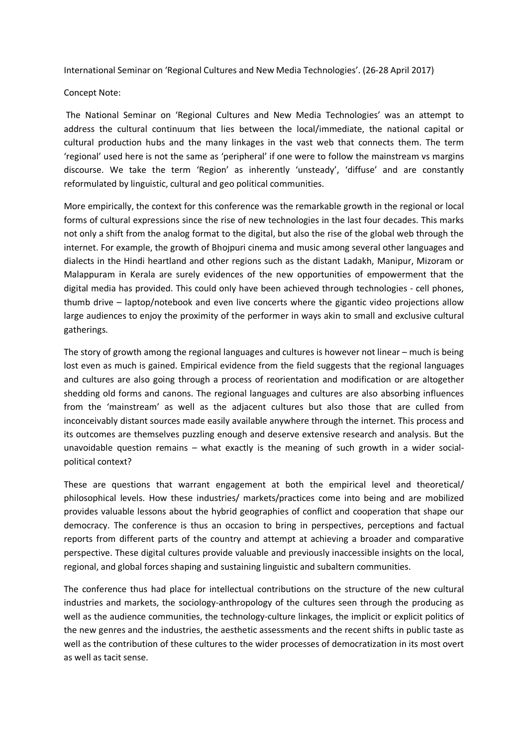International Seminar on 'Regional Cultures and New Media Technologies'. (26-28 April 2017)

Concept Note:

The National Seminar on 'Regional Cultures and New Media Technologies' was an attempt to address the cultural continuum that lies between the local/immediate, the national capital or cultural production hubs and the many linkages in the vast web that connects them. The term 'regional' used here is not the same as 'peripheral' if one were to follow the mainstream vs margins discourse. We take the term 'Region' as inherently 'unsteady', 'diffuse' and are constantly reformulated by linguistic, cultural and geo political communities.

More empirically, the context for this conference was the remarkable growth in the regional or local forms of cultural expressions since the rise of new technologies in the last four decades. This marks not only a shift from the analog format to the digital, but also the rise of the global web through the internet. For example, the growth of Bhojpuri cinema and music among several other languages and dialects in the Hindi heartland and other regions such as the distant Ladakh, Manipur, Mizoram or Malappuram in Kerala are surely evidences of the new opportunities of empowerment that the digital media has provided. This could only have been achieved through technologies - cell phones, thumb drive – laptop/notebook and even live concerts where the gigantic video projections allow large audiences to enjoy the proximity of the performer in ways akin to small and exclusive cultural gatherings.

The story of growth among the regional languages and cultures is however not linear – much is being lost even as much is gained. Empirical evidence from the field suggests that the regional languages and cultures are also going through a process of reorientation and modification or are altogether shedding old forms and canons. The regional languages and cultures are also absorbing influences from the 'mainstream' as well as the adjacent cultures but also those that are culled from inconceivably distant sources made easily available anywhere through the internet. This process and its outcomes are themselves puzzling enough and deserve extensive research and analysis. But the unavoidable question remains – what exactly is the meaning of such growth in a wider social-political context?

These are questions that warrant engagement at both the empirical level and theoretical/ philosophical levels. How these industries/ markets/practices come into being and are mobilized provides valuable lessons about the hybrid geographies of conflict and cooperation that shape our democracy. The conference is thus an occasion to bring in perspectives, perceptions and factual reports from different parts of the country and attempt at achieving a broader and comparative perspective. These digital cultures provide valuable and previously inaccessible insights on the local, regional, and global forces shaping and sustaining linguistic and subaltern communities.

The conference thus had place for intellectual contributions on the structure of the new cultural industries and markets, the sociology-anthropology of the cultures seen through the producing as well as the audience communities, the technology-culture linkages, the implicit or explicit politics of the new genres and the industries, the aesthetic assessments and the recent shifts in public taste as well as the contribution of these cultures to the wider processes of democratization in its most overt as well as tacit sense.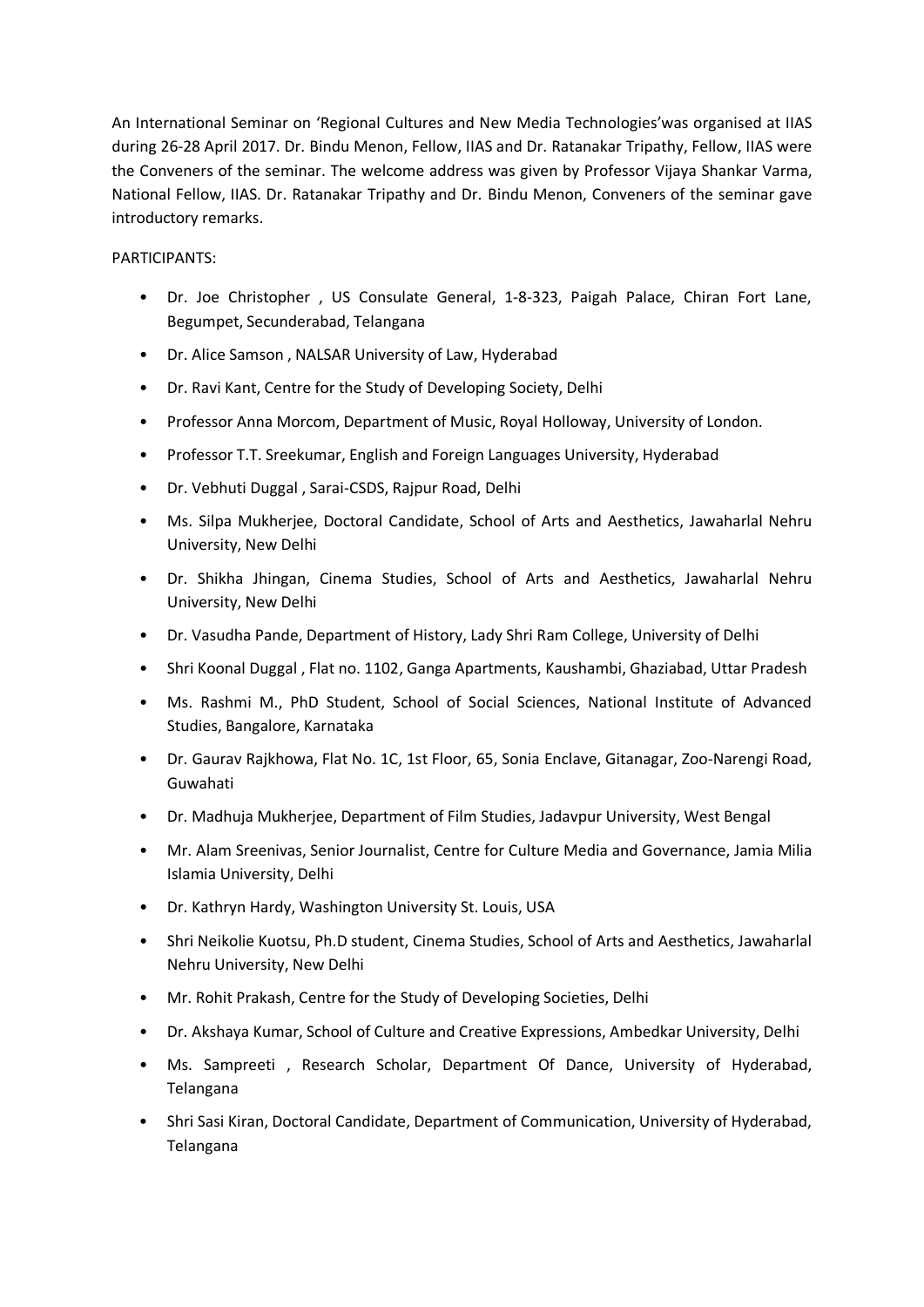An International Seminar on 'Regional Cultures and New Media Technologies'was organised at IIAS during 26-28 April 2017. Dr. Bindu Menon, Fellow, IIAS and Dr. Ratanakar Tripathy, Fellow, IIAS were the Conveners of the seminar. The welcome address was given by Professor Vijaya Shankar Varma, National Fellow, IIAS. Dr. Ratanakar Tripathy and Dr. Bindu Menon, Conveners of the seminar gave introductory remarks.

PARTICIPANTS:

- Dr. Joe Christopher , US Consulate General, 1-8-323, Paigah Palace, Chiran Fort Lane, Begumpet, Secunderabad, Telangana
- Dr. Alice Samson , NALSAR University of Law, Hyderabad
- Dr. Ravi Kant, Centre for the Study of Developing Society, Delhi
- Professor Anna Morcom, Department of Music, Royal Holloway, University of London.
- Professor T.T. Sreekumar, English and Foreign Languages University, Hyderabad
- Dr. Vebhuti Duggal , Sarai-CSDS, Rajpur Road, Delhi
- Ms. Silpa Mukherjee, Doctoral Candidate, School of Arts and Aesthetics, Jawaharlal Nehru University, New Delhi
- Dr. Shikha Jhingan, Cinema Studies, School of Arts and Aesthetics, Jawaharlal Nehru University, New Delhi
- Dr. Vasudha Pande, Department of History, Lady Shri Ram College, University of Delhi
- Shri Koonal Duggal , Flat no. 1102, Ganga Apartments, Kaushambi, Ghaziabad, Uttar Pradesh
- Ms. Rashmi M., PhD Student, School of Social Sciences, National Institute of Advanced Studies, Bangalore, Karnataka
- Dr. Gaurav Rajkhowa, Flat No. 1C, 1st Floor, 65, Sonia Enclave, Gitanagar, Zoo-Narengi Road, Guwahati
- Dr. Madhuja Mukherjee, Department of Film Studies, Jadavpur University, West Bengal
- Mr. Alam Sreenivas, Senior Journalist, Centre for Culture Media and Governance, Jamia Milia Islamia University, Delhi
- Dr. Kathryn Hardy, Washington University St. Louis, USA
- Shri Neikolie Kuotsu, Ph.D student, Cinema Studies, School of Arts and Aesthetics, Jawaharlal Nehru University, New Delhi
- Mr. Rohit Prakash, Centre for the Study of Developing Societies, Delhi
- Dr. Akshaya Kumar, School of Culture and Creative Expressions, Ambedkar University, Delhi
- Ms. Sampreeti , Research Scholar, Department Of Dance, University of Hyderabad, Telangana
- Shri Sasi Kiran, Doctoral Candidate, Department of Communication, University of Hyderabad, Telangana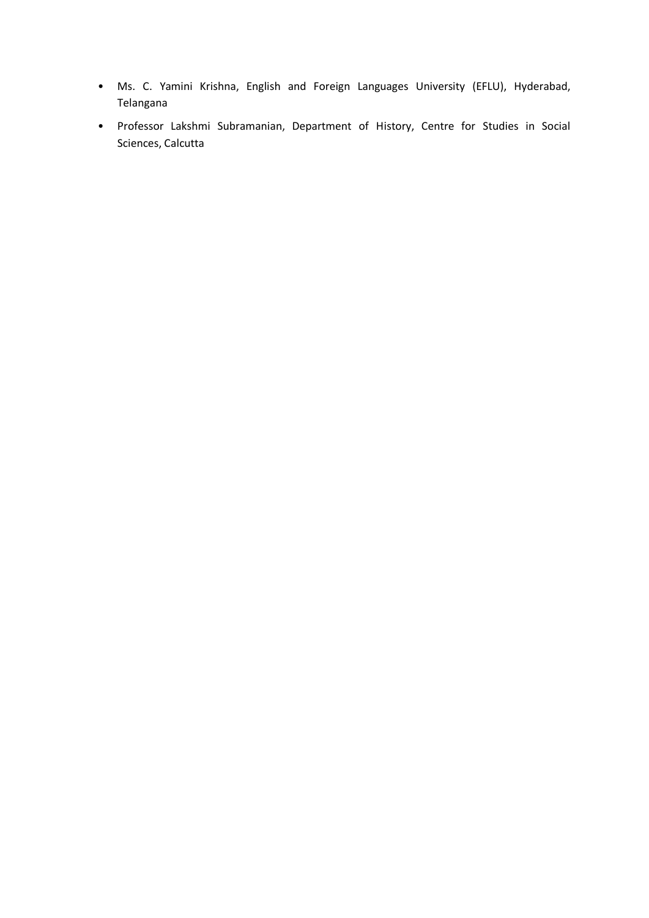- Ms. C. Yamini Krishna, English and Foreign Languages University (EFLU), Hyderabad, Telangana
- Professor Lakshmi Subramanian, Department of History, Centre for Studies in Social Sciences, Calcutta